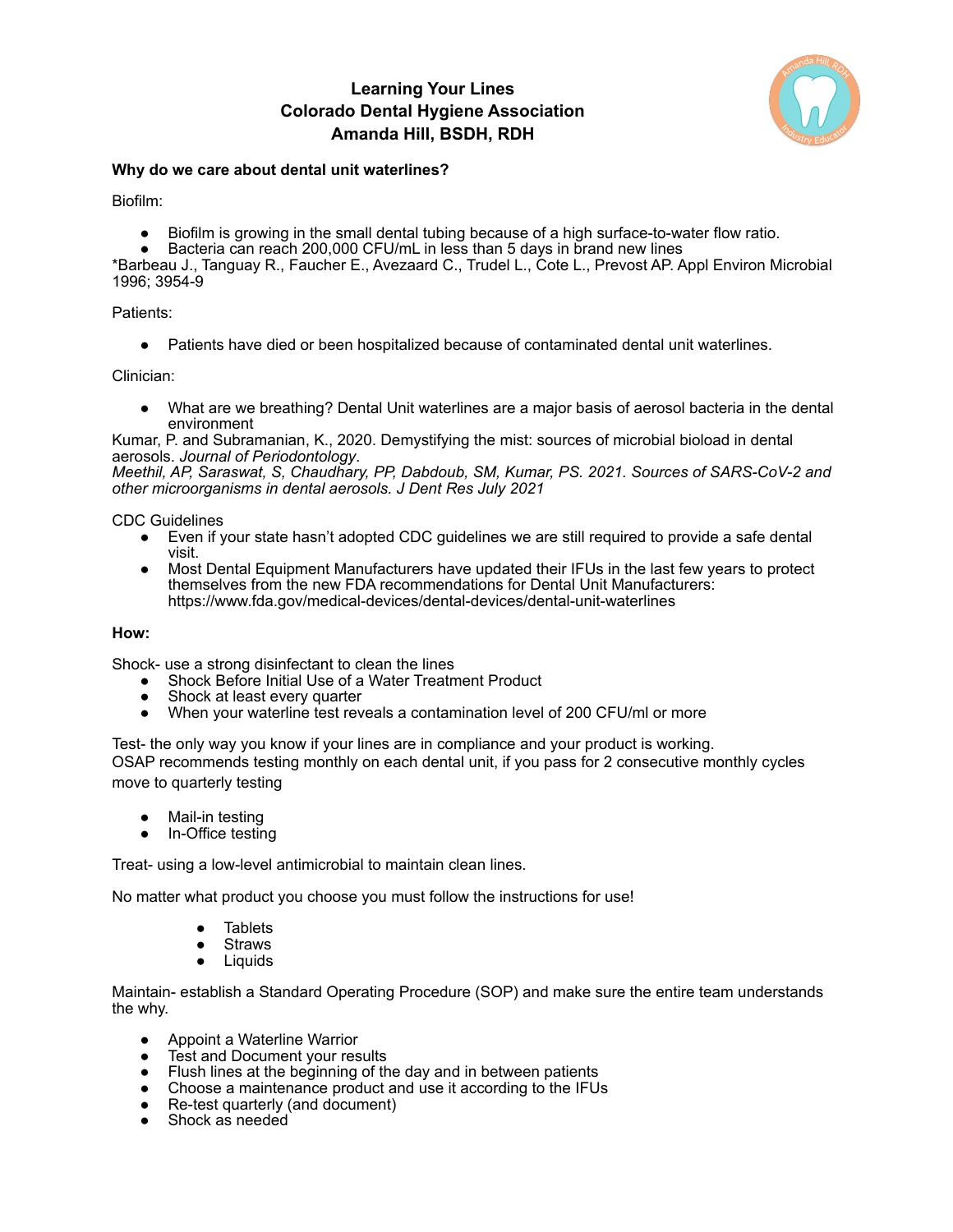# Learning Your Lines
## Colorado Dental Hygiene Association
## Amanda Hill, BSDH, RDH

**Why do we care about dental unit waterlines?**

Biofilm:

- Biofilm is growing in the small dental tubing because of a high surface-to-water flow ratio.
- Bacteria can reach 200,000 CFU/mL in less than 5 days in brand new lines

*Barbeau J., Tanguay R., Faucher E., Avezaard C., Trudel L., Cote L., Prevost AP. Appl Environ Microbial 1996; 3954-9

Patients:

- Patients have died or been hospitalized because of contaminated dental unit waterlines.

Clinician:

- What are we breathing? Dental Unit waterlines are a major basis of aerosol bacteria in the dental environment

Kumar, P. and Subramanian, K., 2020. Demystifying the mist: sources of microbial bioload in dental aerosols. *Journal of Periodontology*.
*Meethil, AP, Saraswat, S, Chaudhary, PP, Dabdoub, SM, Kumar, PS. 2021. Sources of SARS-CoV-2 and other microorganisms in dental aerosols. J Dent Res July 2021*

CDC Guidelines

- Even if your state hasn't adopted CDC guidelines we are still required to provide a safe dental visit.
- Most Dental Equipment Manufacturers have updated their IFUs in the last few years to protect themselves from the new FDA recommendations for Dental Unit Manufacturers: https://www.fda.gov/medical-devices/dental-devices/dental-unit-waterlines

**How:**

Shock- use a strong disinfectant to clean the lines

- Shock Before Initial Use of a Water Treatment Product
- Shock at least every quarter
- When your waterline test reveals a contamination level of 200 CFU/ml or more

Test- the only way you know if your lines are in compliance and your product is working.
OSAP recommends testing monthly on each dental unit, if you pass for 2 consecutive monthly cycles move to quarterly testing

- Mail-in testing
- In-Office testing

Treat- using a low-level antimicrobial to maintain clean lines.

No matter what product you choose you must follow the instructions for use!

- Tablets
- Straws
- Liquids

Maintain- establish a Standard Operating Procedure (SOP) and make sure the entire team understands the why.

- Appoint a Waterline Warrior
- Test and Document your results
- Flush lines at the beginning of the day and in between patients
- Choose a maintenance product and use it according to the IFUs
- Re-test quarterly (and document)
- Shock as needed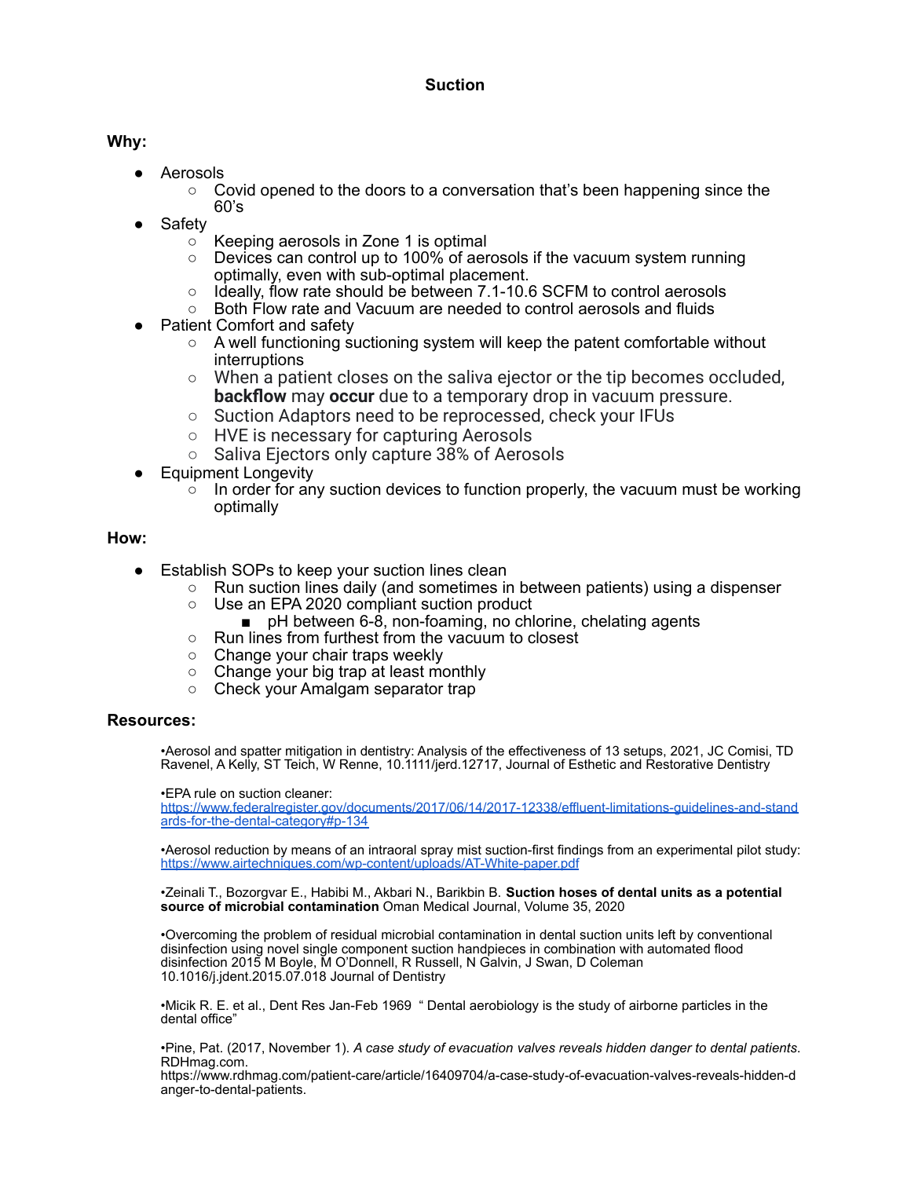# Suction

**Why:**

- Aerosols
    - Covid opened to the doors to a conversation that's been happening since the 60's
- Safety
    - Keeping aerosols in Zone 1 is optimal
    - Devices can control up to 100% of aerosols if the vacuum system running optimally, even with sub-optimal placement.
    - Ideally, flow rate should be between 7.1-10.6 SCFM to control aerosols
    - Both Flow rate and Vacuum are needed to control aerosols and fluids
- Patient Comfort and safety
    - A well functioning suctioning system will keep the patent comfortable without interruptions
    - When a patient closes on the saliva ejector or the tip becomes occluded, **backflow** may **occur** due to a temporary drop in vacuum pressure.
    - Suction Adaptors need to be reprocessed, check your IFUs
    - HVE is necessary for capturing Aerosols
    - Saliva Ejectors only capture 38% of Aerosols
- Equipment Longevity
    - In order for any suction devices to function properly, the vacuum must be working optimally

**How:**

- Establish SOPs to keep your suction lines clean
    - Run suction lines daily (and sometimes in between patients) using a dispenser
    - Use an EPA 2020 compliant suction product
        - pH between 6-8, non-foaming, no chlorine, chelating agents
    - Run lines from furthest from the vacuum to closest
    - Change your chair traps weekly
    - Change your big trap at least monthly
    - Check your Amalgam separator trap

**Resources:**

•Aerosol and spatter mitigation in dentistry: Analysis of the effectiveness of 13 setups, 2021, JC Comisi, TD Ravenel, A Kelly, ST Teich, W Renne, 10.1111/jerd.12717, Journal of Esthetic and Restorative Dentistry

•EPA rule on suction cleaner:
https://www.federalregister.gov/documents/2017/06/14/2017-12338/effluent-limitations-guidelines-and-standards-for-the-dental-category#p-134

•Aerosol reduction by means of an intraoral spray mist suction-first findings from an experimental pilot study: https://www.airtechniques.com/wp-content/uploads/AT-White-paper.pdf

•Zeinali T., Bozorgvar E., Habibi M., Akbari N., Barikbin B. **Suction hoses of dental units as a potential source of microbial contamination** Oman Medical Journal, Volume 35, 2020

•Overcoming the problem of residual microbial contamination in dental suction units left by conventional disinfection using novel single component suction handpieces in combination with automated flood disinfection 2015 M Boyle, M O'Donnell, R Russell, N Galvin, J Swan, D Coleman 10.1016/j.jdent.2015.07.018 Journal of Dentistry

•Micik R. E. et al., Dent Res Jan-Feb 1969 " Dental aerobiology is the study of airborne particles in the dental office"

•Pine, Pat. (2017, November 1). *A case study of evacuation valves reveals hidden danger to dental patients.* RDHmag.com. https://www.rdhmag.com/patient-care/article/16409704/a-case-study-of-evacuation-valves-reveals-hidden-danger-to-dental-patients.